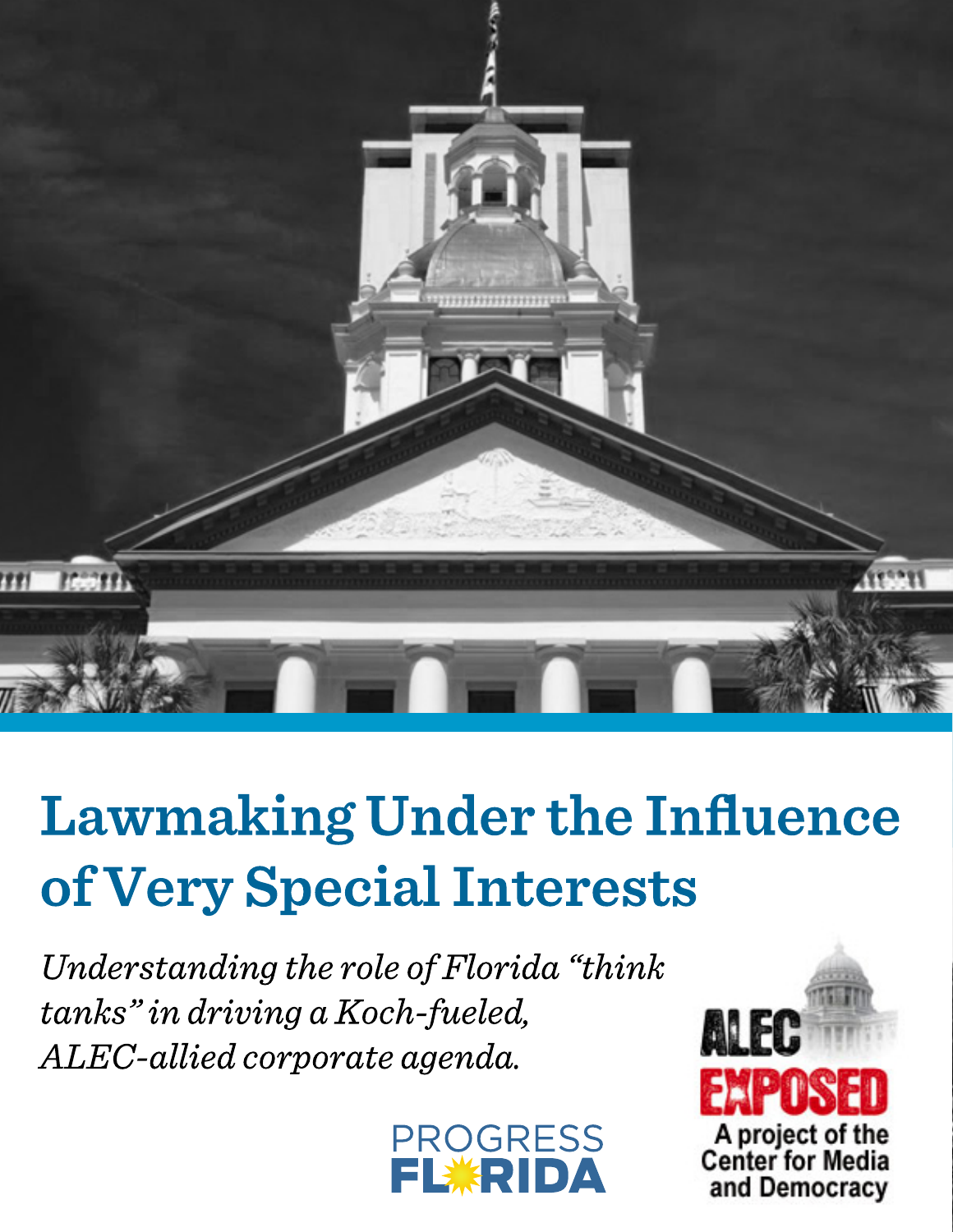# Lawmaking Under the Influence of Very Special Interests

*Understanding the role of Florida "think tanks" in driving a Koch-fueled, ALEC-allied corporate agenda.*

PROGRESS FLORIDA

ALEC EXPOSED

A project of the Center for Media and Democracy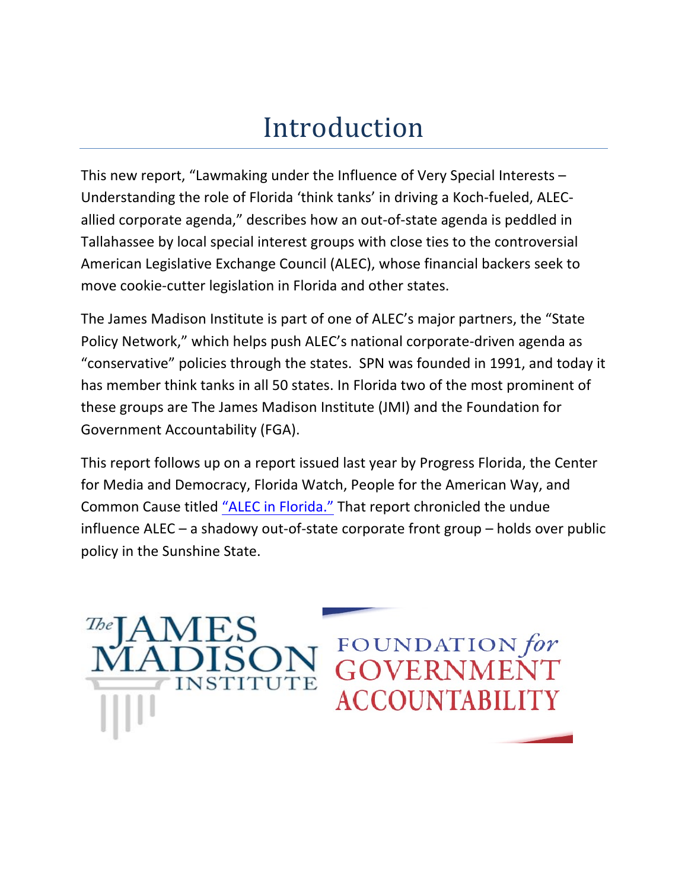# Introduction

This new report, "Lawmaking under the Influence of Very Special Interests – Understanding the role of Florida 'think tanks' in driving a Koch-fueled, ALEC-allied corporate agenda," describes how an out-of-state agenda is peddled in Tallahassee by local special interest groups with close ties to the controversial American Legislative Exchange Council (ALEC), whose financial backers seek to move cookie-cutter legislation in Florida and other states.

The James Madison Institute is part of one of ALEC's major partners, the "State Policy Network," which helps push ALEC's national corporate-driven agenda as "conservative" policies through the states. SPN was founded in 1991, and today it has member think tanks in all 50 states. In Florida two of the most prominent of these groups are The James Madison Institute (JMI) and the Foundation for Government Accountability (FGA).

This report follows up on a report issued last year by Progress Florida, the Center for Media and Democracy, Florida Watch, People for the American Way, and Common Cause titled "ALEC in Florida." That report chronicled the undue influence ALEC – a shadowy out-of-state corporate front group – holds over public policy in the Sunshine State.

The JAMES MADISON INSTITUTE

FOUNDATION *for* GOVERNMENT ACCOUNTABILITY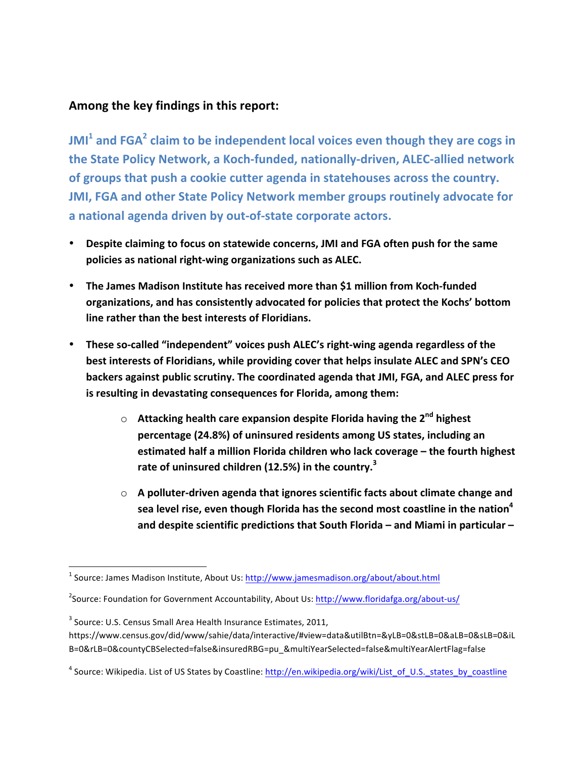## Among the key findings in this report:

### JMI[1] and FGA[2] claim to be independent local voices even though they are cogs in the State Policy Network, a Koch-funded, nationally-driven, ALEC-allied network of groups that push a cookie cutter agenda in statehouses across the country. JMI, FGA and other State Policy Network member groups routinely advocate for a national agenda driven by out-of-state corporate actors.

- **Despite claiming to focus on statewide concerns, JMI and FGA often push for the same policies as national right-wing organizations such as ALEC.**
- **The James Madison Institute has received more than $1 million from Koch-funded organizations, and has consistently advocated for policies that protect the Kochs' bottom line rather than the best interests of Floridians.**
- **These so-called "independent" voices push ALEC's right-wing agenda regardless of the best interests of Floridians, while providing cover that helps insulate ALEC and SPN's CEO backers against public scrutiny. The coordinated agenda that JMI, FGA, and ALEC press for is resulting in devastating consequences for Florida, among them:**
    - **Attacking health care expansion despite Florida having the 2nd highest percentage (24.8%) of uninsured residents among US states, including an estimated half a million Florida children who lack coverage – the fourth highest rate of uninsured children (12.5%) in the country.[3]**
    - **A polluter-driven agenda that ignores scientific facts about climate change and sea level rise, even though Florida has the second most coastline in the nation[4] and despite scientific predictions that South Florida – and Miami in particular –**

---

[1] Source: James Madison Institute, About Us: http://www.jamesmadison.org/about/about.html

[2] Source: Foundation for Government Accountability, About Us: http://www.floridafga.org/about-us/

[3] Source: U.S. Census Small Area Health Insurance Estimates, 2011, https://www.census.gov/did/www/sahie/data/interactive/#view=data&utilBtn=&yLB=0&stLB=0&aLB=0&sLB=0&iLB=0&rLB=0&countyCBSelected=false&insuredRBG=pu_&multiYearSelected=false&multiYearAlertFlag=false

[4] Source: Wikipedia. List of US States by Coastline: http://en.wikipedia.org/wiki/List_of_U.S._states_by_coastline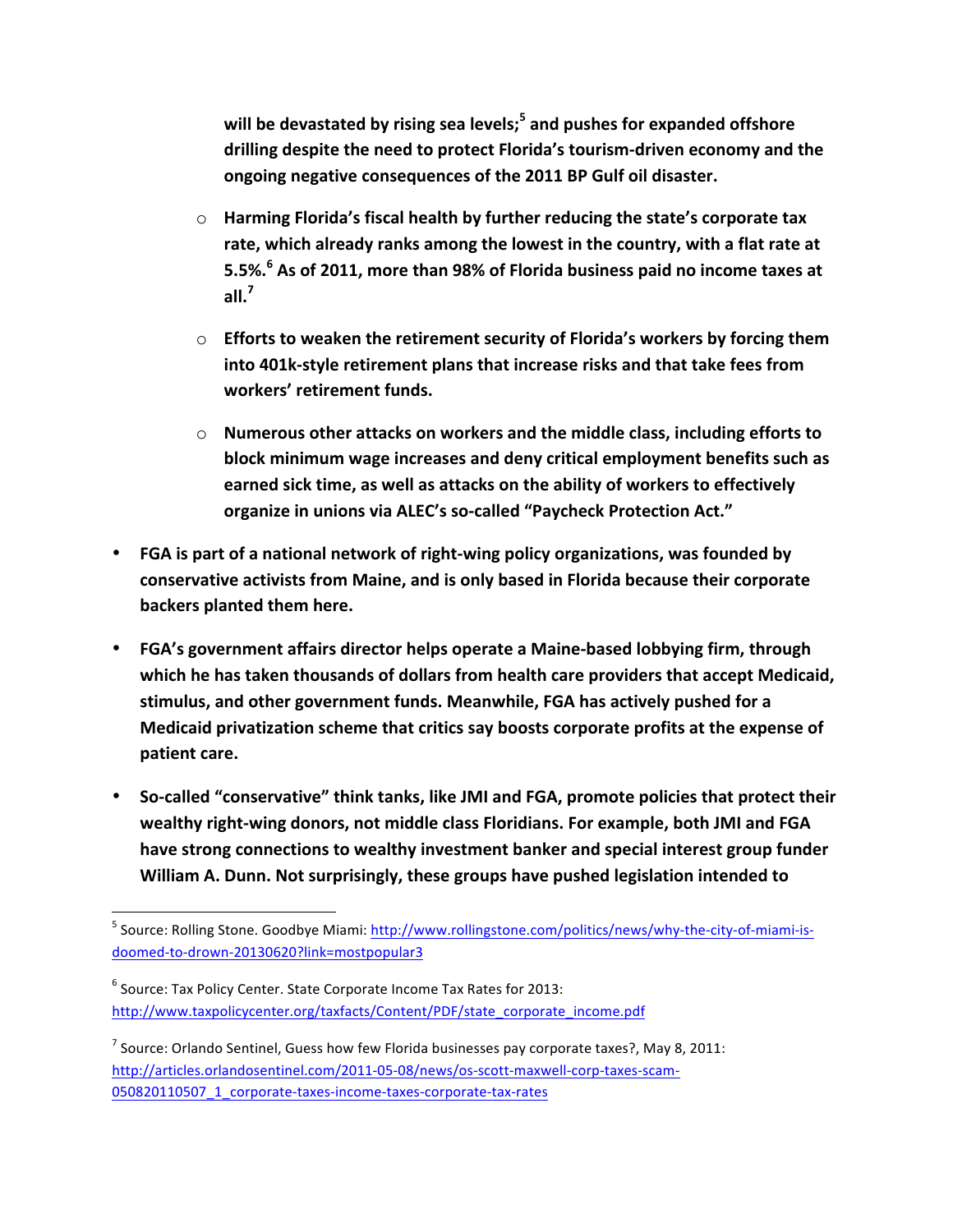**will be devastated by rising sea levels;[5] and pushes for expanded offshore drilling despite the need to protect Florida's tourism-driven economy and the ongoing negative consequences of the 2011 BP Gulf oil disaster.**

- **Harming Florida's fiscal health by further reducing the state's corporate tax rate, which already ranks among the lowest in the country, with a flat rate at 5.5%.[6] As of 2011, more than 98% of Florida business paid no income taxes at all.[7]**

- **Efforts to weaken the retirement security of Florida's workers by forcing them into 401k-style retirement plans that increase risks and that take fees from workers' retirement funds.**

- **Numerous other attacks on workers and the middle class, including efforts to block minimum wage increases and deny critical employment benefits such as earned sick time, as well as attacks on the ability of workers to effectively organize in unions via ALEC's so-called "Paycheck Protection Act."**

- **FGA is part of a national network of right-wing policy organizations, was founded by conservative activists from Maine, and is only based in Florida because their corporate backers planted them here.**

- **FGA's government affairs director helps operate a Maine-based lobbying firm, through which he has taken thousands of dollars from health care providers that accept Medicaid, stimulus, and other government funds. Meanwhile, FGA has actively pushed for a Medicaid privatization scheme that critics say boosts corporate profits at the expense of patient care.**

- **So-called "conservative" think tanks, like JMI and FGA, promote policies that protect their wealthy right-wing donors, not middle class Floridians. For example, both JMI and FGA have strong connections to wealthy investment banker and special interest group funder William A. Dunn. Not surprisingly, these groups have pushed legislation intended to**

---

[5] Source: Rolling Stone. Goodbye Miami: http://www.rollingstone.com/politics/news/why-the-city-of-miami-is-doomed-to-drown-20130620?link=mostpopular3

[6] Source: Tax Policy Center. State Corporate Income Tax Rates for 2013: http://www.taxpolicycenter.org/taxfacts/Content/PDF/state_corporate_income.pdf

[7] Source: Orlando Sentinel, Guess how few Florida businesses pay corporate taxes?, May 8, 2011: http://articles.orlandosentinel.com/2011-05-08/news/os-scott-maxwell-corp-taxes-scam-050820110507_1_corporate-taxes-income-taxes-corporate-tax-rates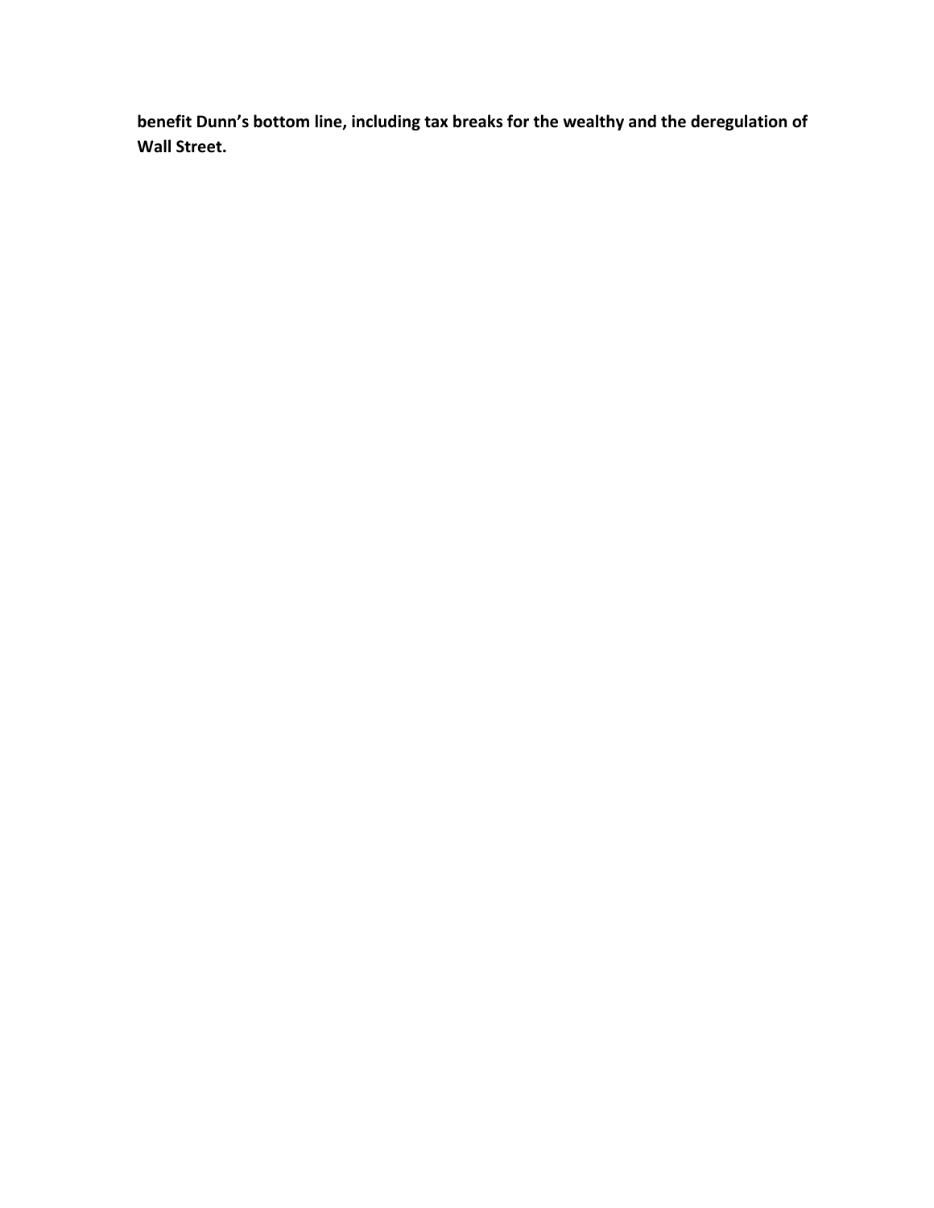**benefit Dunn's bottom line, including tax breaks for the wealthy and the deregulation of Wall Street.**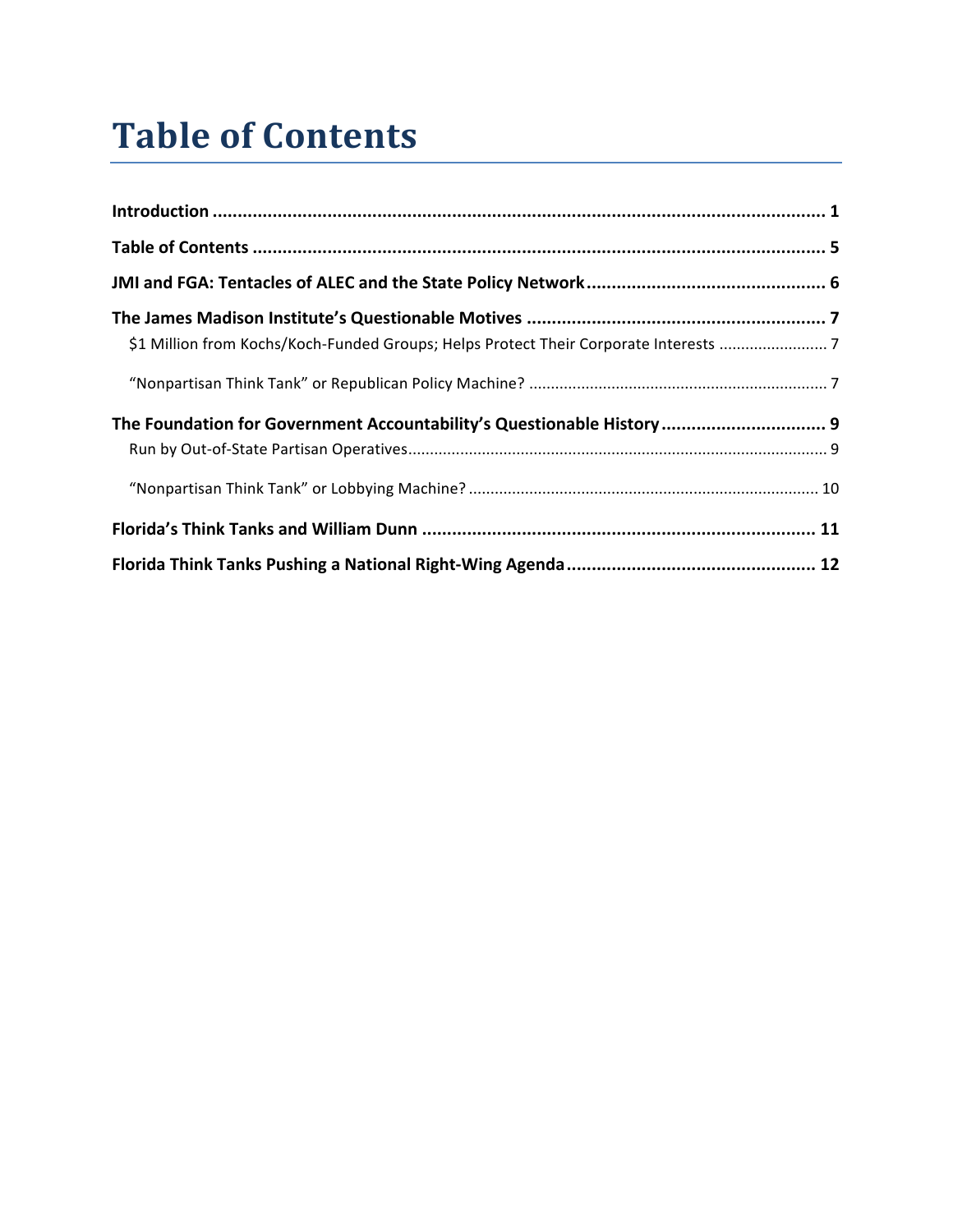# Table of Contents

**Introduction** ............................................................................................................................ **1**

**Table of Contents** ...................................................................................................................... **5**

**JMI and FGA: Tentacles of ALEC and the State Policy Network** ................................................ **6**

**The James Madison Institute's Questionable Motives** ............................................................ **7**

$1 Million from Kochs/Koch-Funded Groups; Helps Protect Their Corporate Interests ......................... 7

"Nonpartisan Think Tank" or Republican Policy Machine? .................................................................... 7

**The Foundation for Government Accountability's Questionable History** ................................. **9**

Run by Out-of-State Partisan Operatives................................................................................................ 9

"Nonpartisan Think Tank" or Lobbying Machine? ................................................................................ 10

**Florida's Think Tanks and William Dunn** ................................................................................ **11**

**Florida Think Tanks Pushing a National Right-Wing Agenda** .................................................. **12**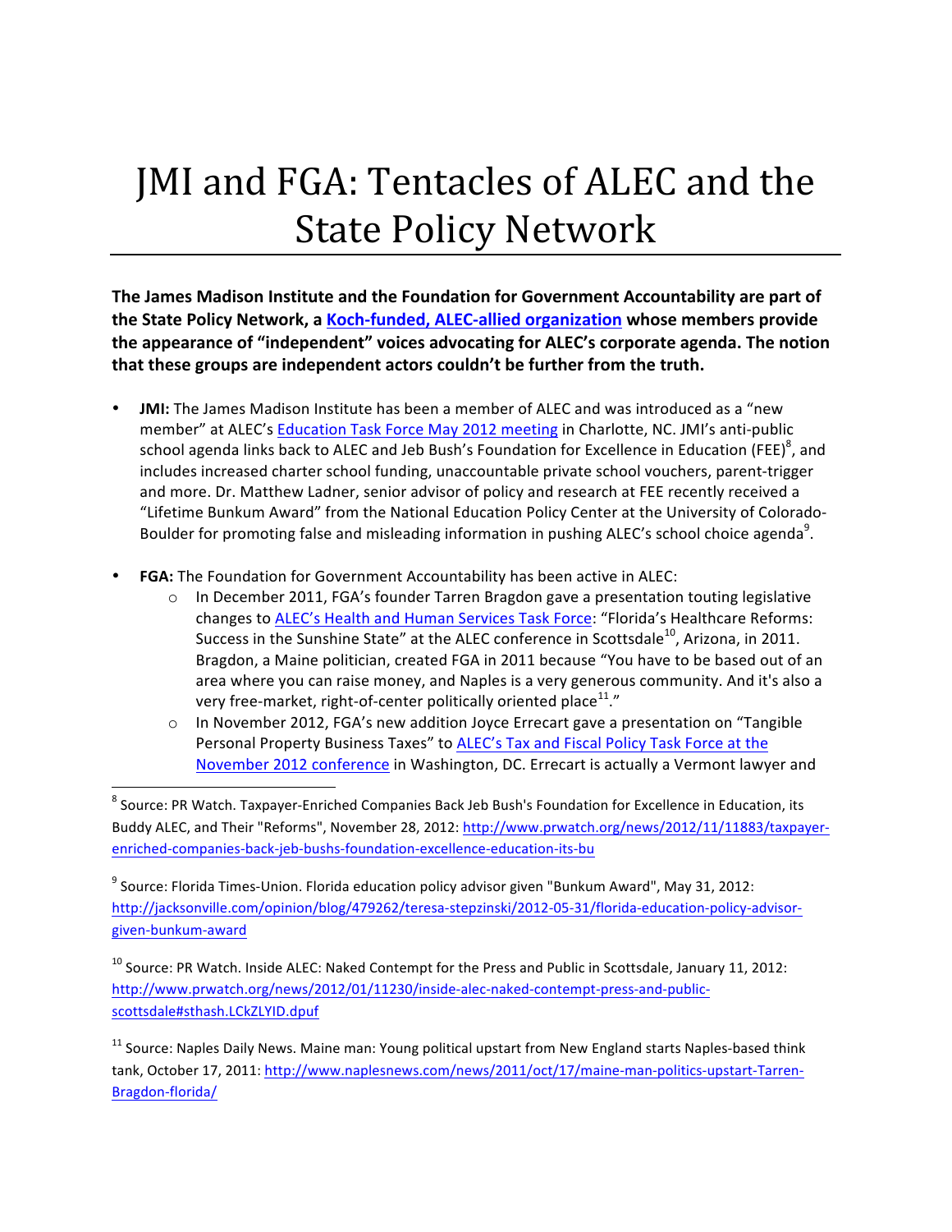# JMI and FGA: Tentacles of ALEC and the State Policy Network

**The James Madison Institute and the Foundation for Government Accountability are part of the State Policy Network, a Koch-funded, ALEC-allied organization whose members provide the appearance of "independent" voices advocating for ALEC's corporate agenda. The notion that these groups are independent actors couldn't be further from the truth.**

- **JMI:** The James Madison Institute has been a member of ALEC and was introduced as a "new member" at ALEC's Education Task Force May 2012 meeting in Charlotte, NC. JMI's anti-public school agenda links back to ALEC and Jeb Bush's Foundation for Excellence in Education (FEE)[8], and includes increased charter school funding, unaccountable private school vouchers, parent-trigger and more. Dr. Matthew Ladner, senior advisor of policy and research at FEE recently received a "Lifetime Bunkum Award" from the National Education Policy Center at the University of Colorado-Boulder for promoting false and misleading information in pushing ALEC's school choice agenda[9].

- **FGA:** The Foundation for Government Accountability has been active in ALEC:
  - In December 2011, FGA's founder Tarren Bragdon gave a presentation touting legislative changes to ALEC's Health and Human Services Task Force: "Florida's Healthcare Reforms: Success in the Sunshine State" at the ALEC conference in Scottsdale[10], Arizona, in 2011. Bragdon, a Maine politician, created FGA in 2011 because "You have to be based out of an area where you can raise money, and Naples is a very generous community. And it's also a very free-market, right-of-center politically oriented place[11]."
  - In November 2012, FGA's new addition Joyce Errecart gave a presentation on "Tangible Personal Property Business Taxes" to ALEC's Tax and Fiscal Policy Task Force at the November 2012 conference in Washington, DC. Errecart is actually a Vermont lawyer and

---

[8] Source: PR Watch. Taxpayer-Enriched Companies Back Jeb Bush's Foundation for Excellence in Education, its Buddy ALEC, and Their "Reforms", November 28, 2012: http://www.prwatch.org/news/2012/11/11883/taxpayer-enriched-companies-back-jeb-bushs-foundation-excellence-education-its-bu

[9] Source: Florida Times-Union. Florida education policy advisor given "Bunkum Award", May 31, 2012: http://jacksonville.com/opinion/blog/479262/teresa-stepzinski/2012-05-31/florida-education-policy-advisor-given-bunkum-award

[10] Source: PR Watch. Inside ALEC: Naked Contempt for the Press and Public in Scottsdale, January 11, 2012: http://www.prwatch.org/news/2012/01/11230/inside-alec-naked-contempt-press-and-public-scottsdale#sthash.LCkZLYID.dpuf

[11] Source: Naples Daily News. Maine man: Young political upstart from New England starts Naples-based think tank, October 17, 2011: http://www.naplesnews.com/news/2011/oct/17/maine-man-politics-upstart-Tarren-Bragdon-florida/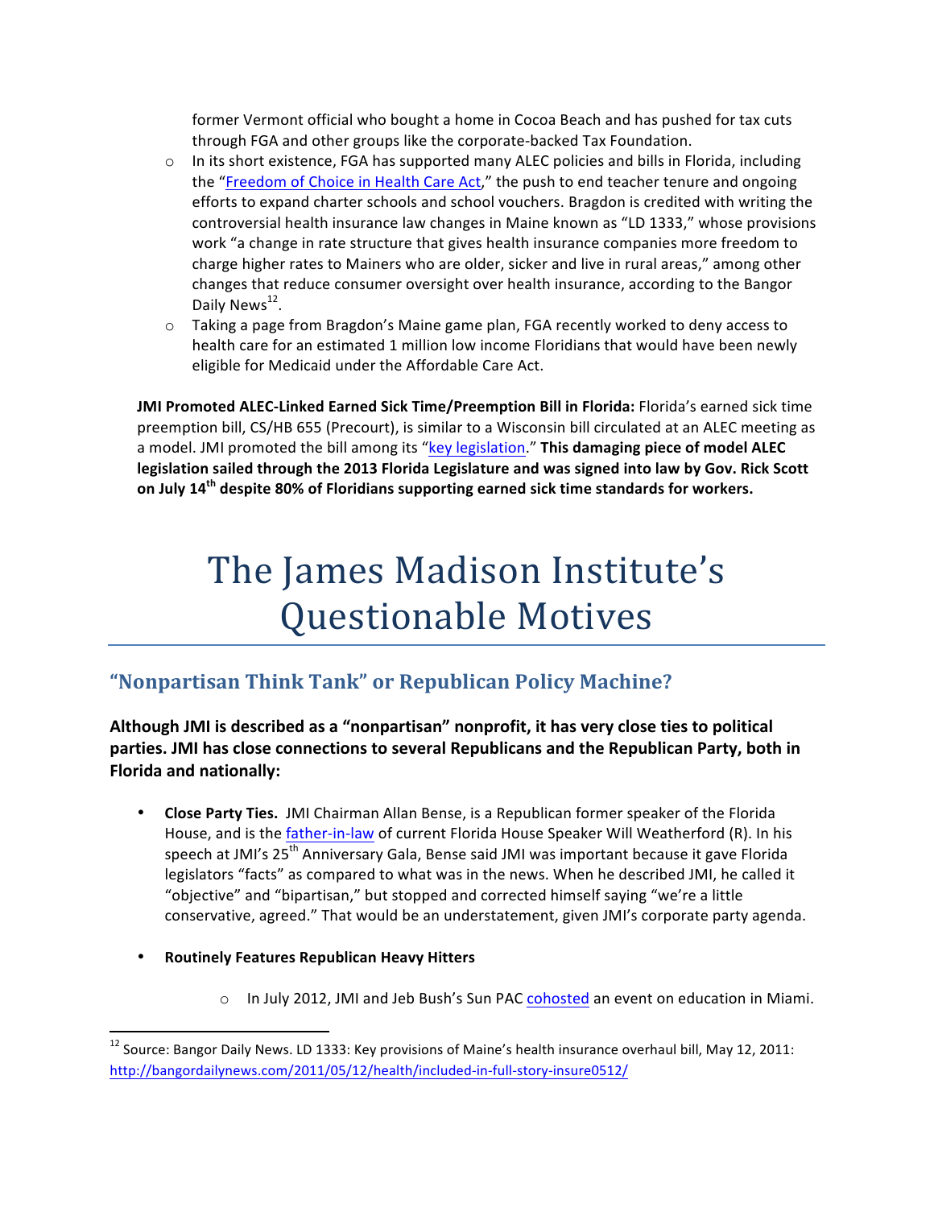former Vermont official who bought a home in Cocoa Beach and has pushed for tax cuts through FGA and other groups like the corporate-backed Tax Foundation.

- In its short existence, FGA has supported many ALEC policies and bills in Florida, including the "Freedom of Choice in Health Care Act," the push to end teacher tenure and ongoing efforts to expand charter schools and school vouchers. Bragdon is credited with writing the controversial health insurance law changes in Maine known as "LD 1333," whose provisions work "a change in rate structure that gives health insurance companies more freedom to charge higher rates to Mainers who are older, sicker and live in rural areas," among other changes that reduce consumer oversight over health insurance, according to the Bangor Daily News[12].
- Taking a page from Bragdon's Maine game plan, FGA recently worked to deny access to health care for an estimated 1 million low income Floridians that would have been newly eligible for Medicaid under the Affordable Care Act.

**JMI Promoted ALEC-Linked Earned Sick Time/Preemption Bill in Florida:** Florida's earned sick time preemption bill, CS/HB 655 (Precourt), is similar to a Wisconsin bill circulated at an ALEC meeting as a model. JMI promoted the bill among its "key legislation." **This damaging piece of model ALEC legislation sailed through the 2013 Florida Legislature and was signed into law by Gov. Rick Scott on July 14th despite 80% of Floridians supporting earned sick time standards for workers.**

# The James Madison Institute's Questionable Motives

## "Nonpartisan Think Tank" or Republican Policy Machine?

**Although JMI is described as a "nonpartisan" nonprofit, it has very close ties to political parties. JMI has close connections to several Republicans and the Republican Party, both in Florida and nationally:**

- **Close Party Ties.** JMI Chairman Allan Bense, is a Republican former speaker of the Florida House, and is the father-in-law of current Florida House Speaker Will Weatherford (R). In his speech at JMI's 25th Anniversary Gala, Bense said JMI was important because it gave Florida legislators "facts" as compared to what was in the news. When he described JMI, he called it "objective" and "bipartisan," but stopped and corrected himself saying "we're a little conservative, agreed." That would be an understatement, given JMI's corporate party agenda.
- **Routinely Features Republican Heavy Hitters**
  - In July 2012, JMI and Jeb Bush's Sun PAC cohosted an event on education in Miami.

[12] Source: Bangor Daily News. LD 1333: Key provisions of Maine's health insurance overhaul bill, May 12, 2011: http://bangordailynews.com/2011/05/12/health/included-in-full-story-insure0512/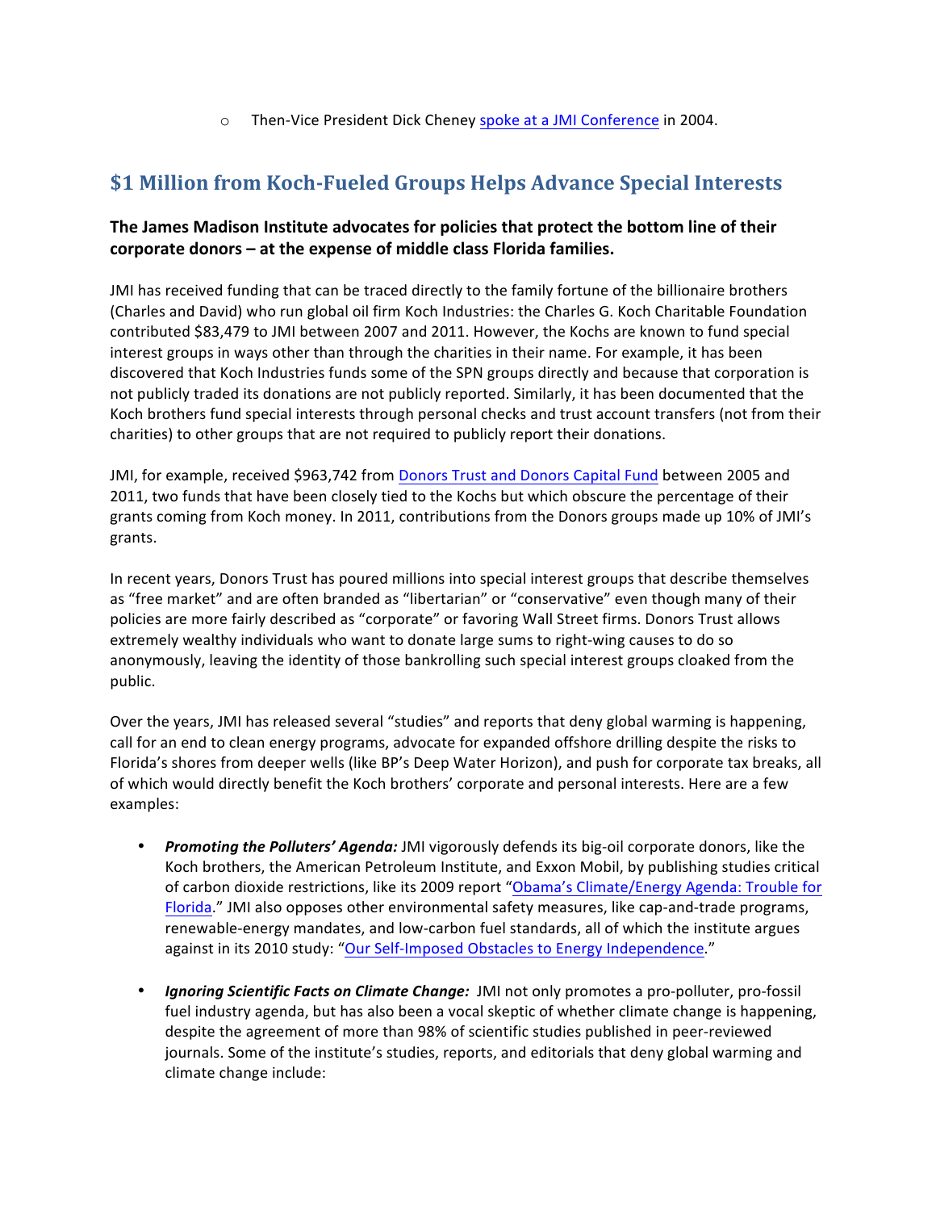- Then-Vice President Dick Cheney spoke at a JMI Conference in 2004.

## $1 Million from Koch-Fueled Groups Helps Advance Special Interests

**The James Madison Institute advocates for policies that protect the bottom line of their corporate donors – at the expense of middle class Florida families.**

JMI has received funding that can be traced directly to the family fortune of the billionaire brothers (Charles and David) who run global oil firm Koch Industries: the Charles G. Koch Charitable Foundation contributed $83,479 to JMI between 2007 and 2011. However, the Kochs are known to fund special interest groups in ways other than through the charities in their name. For example, it has been discovered that Koch Industries funds some of the SPN groups directly and because that corporation is not publicly traded its donations are not publicly reported. Similarly, it has been documented that the Koch brothers fund special interests through personal checks and trust account transfers (not from their charities) to other groups that are not required to publicly report their donations.

JMI, for example, received $963,742 from Donors Trust and Donors Capital Fund between 2005 and 2011, two funds that have been closely tied to the Kochs but which obscure the percentage of their grants coming from Koch money. In 2011, contributions from the Donors groups made up 10% of JMI's grants.

In recent years, Donors Trust has poured millions into special interest groups that describe themselves as "free market" and are often branded as "libertarian" or "conservative" even though many of their policies are more fairly described as "corporate" or favoring Wall Street firms. Donors Trust allows extremely wealthy individuals who want to donate large sums to right-wing causes to do so anonymously, leaving the identity of those bankrolling such special interest groups cloaked from the public.

Over the years, JMI has released several "studies" and reports that deny global warming is happening, call for an end to clean energy programs, advocate for expanded offshore drilling despite the risks to Florida's shores from deeper wells (like BP's Deep Water Horizon), and push for corporate tax breaks, all of which would directly benefit the Koch brothers' corporate and personal interests. Here are a few examples:

- ***Promoting the Polluters' Agenda:*** JMI vigorously defends its big-oil corporate donors, like the Koch brothers, the American Petroleum Institute, and Exxon Mobil, by publishing studies critical of carbon dioxide restrictions, like its 2009 report "Obama's Climate/Energy Agenda: Trouble for Florida." JMI also opposes other environmental safety measures, like cap-and-trade programs, renewable-energy mandates, and low-carbon fuel standards, all of which the institute argues against in its 2010 study: "Our Self-Imposed Obstacles to Energy Independence."

- ***Ignoring Scientific Facts on Climate Change:*** JMI not only promotes a pro-polluter, pro-fossil fuel industry agenda, but has also been a vocal skeptic of whether climate change is happening, despite the agreement of more than 98% of scientific studies published in peer-reviewed journals. Some of the institute's studies, reports, and editorials that deny global warming and climate change include: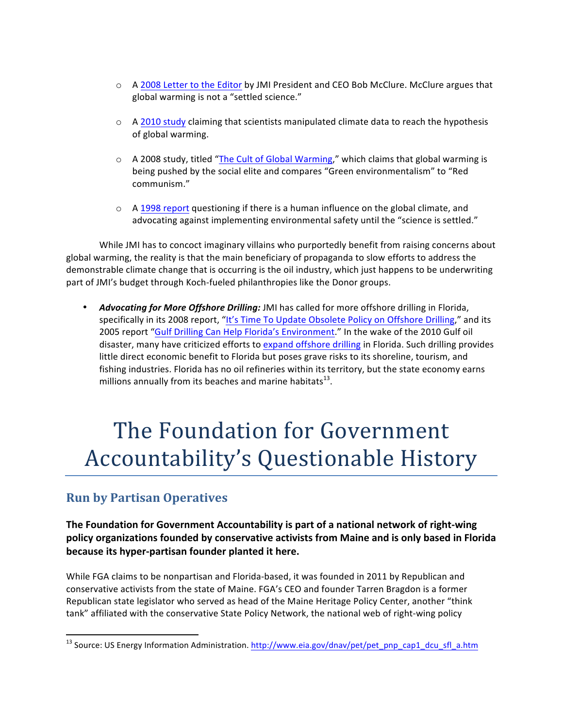- A 2008 Letter to the Editor by JMI President and CEO Bob McClure. McClure argues that global warming is not a "settled science."

- A 2010 study claiming that scientists manipulated climate data to reach the hypothesis of global warming.

- A 2008 study, titled "The Cult of Global Warming," which claims that global warming is being pushed by the social elite and compares "Green environmentalism" to "Red communism."

- A 1998 report questioning if there is a human influence on the global climate, and advocating against implementing environmental safety until the "science is settled."

While JMI has to concoct imaginary villains who purportedly benefit from raising concerns about global warming, the reality is that the main beneficiary of propaganda to slow efforts to address the demonstrable climate change that is occurring is the oil industry, which just happens to be underwriting part of JMI's budget through Koch-fueled philanthropies like the Donor groups.

- ***Advocating for More Offshore Drilling:*** JMI has called for more offshore drilling in Florida, specifically in its 2008 report, "It's Time To Update Obsolete Policy on Offshore Drilling," and its 2005 report "Gulf Drilling Can Help Florida's Environment." In the wake of the 2010 Gulf oil disaster, many have criticized efforts to expand offshore drilling in Florida. Such drilling provides little direct economic benefit to Florida but poses grave risks to its shoreline, tourism, and fishing industries. Florida has no oil refineries within its territory, but the state economy earns millions annually from its beaches and marine habitats[13].

# The Foundation for Government Accountability's Questionable History

## Run by Partisan Operatives

**The Foundation for Government Accountability is part of a national network of right-wing policy organizations founded by conservative activists from Maine and is only based in Florida because its hyper-partisan founder planted it here.**

While FGA claims to be nonpartisan and Florida-based, it was founded in 2011 by Republican and conservative activists from the state of Maine. FGA's CEO and founder Tarren Bragdon is a former Republican state legislator who served as head of the Maine Heritage Policy Center, another "think tank" affiliated with the conservative State Policy Network, the national web of right-wing policy

---

[13] Source: US Energy Information Administration. http://www.eia.gov/dnav/pet/pet_pnp_cap1_dcu_sfl_a.htm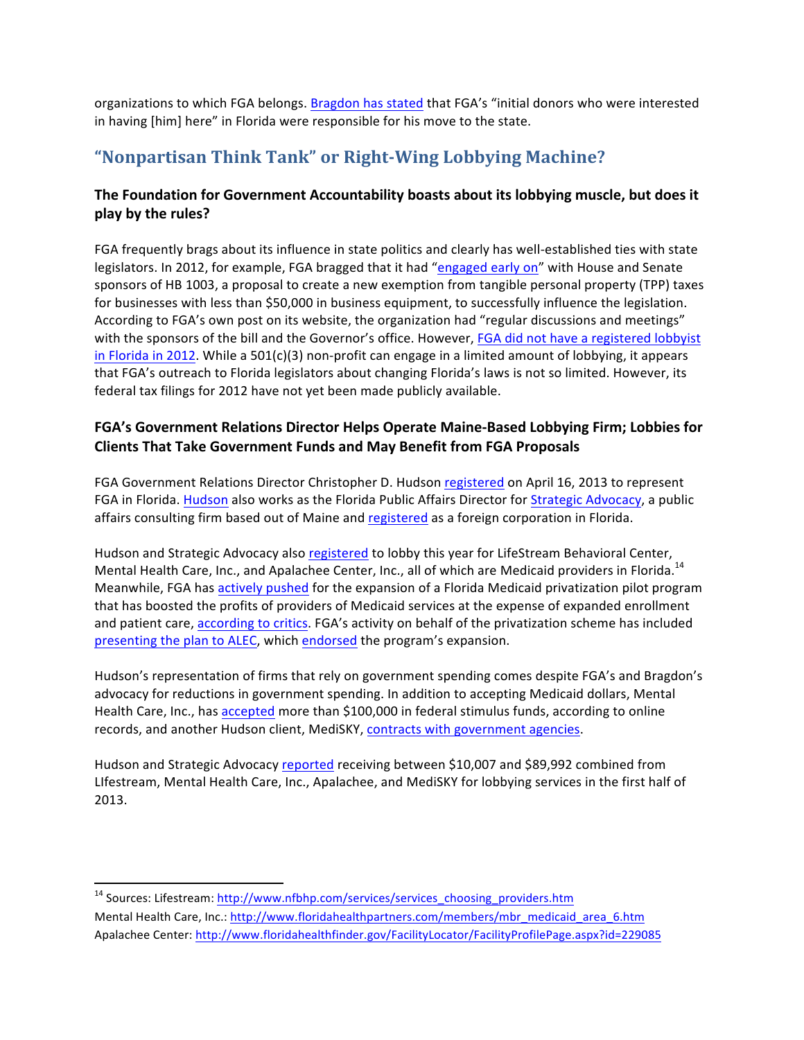organizations to which FGA belongs. Bragdon has stated that FGA's "initial donors who were interested in having [him] here" in Florida were responsible for his move to the state.

## "Nonpartisan Think Tank" or Right-Wing Lobbying Machine?

### The Foundation for Government Accountability boasts about its lobbying muscle, but does it play by the rules?

FGA frequently brags about its influence in state politics and clearly has well-established ties with state legislators. In 2012, for example, FGA bragged that it had "engaged early on" with House and Senate sponsors of HB 1003, a proposal to create a new exemption from tangible personal property (TPP) taxes for businesses with less than $50,000 in business equipment, to successfully influence the legislation. According to FGA's own post on its website, the organization had "regular discussions and meetings" with the sponsors of the bill and the Governor's office. However, FGA did not have a registered lobbyist in Florida in 2012. While a 501(c)(3) non-profit can engage in a limited amount of lobbying, it appears that FGA's outreach to Florida legislators about changing Florida's laws is not so limited. However, its federal tax filings for 2012 have not yet been made publicly available.

### FGA's Government Relations Director Helps Operate Maine-Based Lobbying Firm; Lobbies for Clients That Take Government Funds and May Benefit from FGA Proposals

FGA Government Relations Director Christopher D. Hudson registered on April 16, 2013 to represent FGA in Florida. Hudson also works as the Florida Public Affairs Director for Strategic Advocacy, a public affairs consulting firm based out of Maine and registered as a foreign corporation in Florida.

Hudson and Strategic Advocacy also registered to lobby this year for LifeStream Behavioral Center, Mental Health Care, Inc., and Apalachee Center, Inc., all of which are Medicaid providers in Florida.[14] Meanwhile, FGA has actively pushed for the expansion of a Florida Medicaid privatization pilot program that has boosted the profits of providers of Medicaid services at the expense of expanded enrollment and patient care, according to critics. FGA's activity on behalf of the privatization scheme has included presenting the plan to ALEC, which endorsed the program's expansion.

Hudson's representation of firms that rely on government spending comes despite FGA's and Bragdon's advocacy for reductions in government spending. In addition to accepting Medicaid dollars, Mental Health Care, Inc., has accepted more than $100,000 in federal stimulus funds, according to online records, and another Hudson client, MediSKY, contracts with government agencies.

Hudson and Strategic Advocacy reported receiving between $10,007 and $89,992 combined from LIfestream, Mental Health Care, Inc., Apalachee, and MediSKY for lobbying services in the first half of 2013.

---

[14] Sources: Lifestream: http://www.nfbhp.com/services/services_choosing_providers.htm
Mental Health Care, Inc.: http://www.floridahealthpartners.com/members/mbr_medicaid_area_6.htm
Apalachee Center: http://www.floridahealthfinder.gov/FacilityLocator/FacilityProfilePage.aspx?id=229085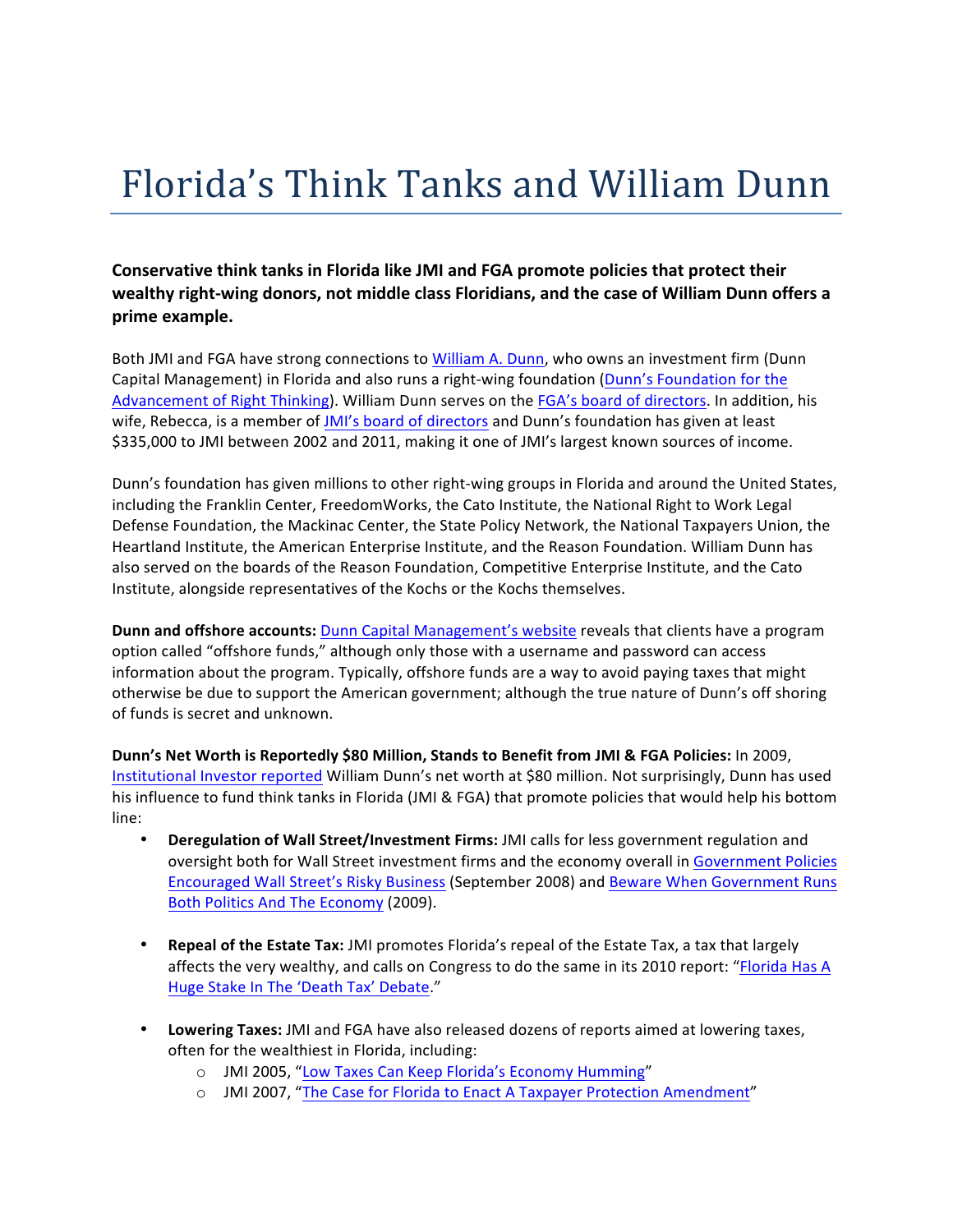# Florida's Think Tanks and William Dunn

**Conservative think tanks in Florida like JMI and FGA promote policies that protect their wealthy right-wing donors, not middle class Floridians, and the case of William Dunn offers a prime example.**

Both JMI and FGA have strong connections to William A. Dunn, who owns an investment firm (Dunn Capital Management) in Florida and also runs a right-wing foundation (Dunn's Foundation for the Advancement of Right Thinking). William Dunn serves on the FGA's board of directors. In addition, his wife, Rebecca, is a member of JMI's board of directors and Dunn's foundation has given at least $335,000 to JMI between 2002 and 2011, making it one of JMI's largest known sources of income.

Dunn's foundation has given millions to other right-wing groups in Florida and around the United States, including the Franklin Center, FreedomWorks, the Cato Institute, the National Right to Work Legal Defense Foundation, the Mackinac Center, the State Policy Network, the National Taxpayers Union, the Heartland Institute, the American Enterprise Institute, and the Reason Foundation. William Dunn has also served on the boards of the Reason Foundation, Competitive Enterprise Institute, and the Cato Institute, alongside representatives of the Kochs or the Kochs themselves.

**Dunn and offshore accounts:** Dunn Capital Management's website reveals that clients have a program option called "offshore funds," although only those with a username and password can access information about the program. Typically, offshore funds are a way to avoid paying taxes that might otherwise be due to support the American government; although the true nature of Dunn's off shoring of funds is secret and unknown.

**Dunn's Net Worth is Reportedly $80 Million, Stands to Benefit from JMI & FGA Policies:** In 2009, Institutional Investor reported William Dunn's net worth at $80 million. Not surprisingly, Dunn has used his influence to fund think tanks in Florida (JMI & FGA) that promote policies that would help his bottom line:

- **Deregulation of Wall Street/Investment Firms:** JMI calls for less government regulation and oversight both for Wall Street investment firms and the economy overall in Government Policies Encouraged Wall Street's Risky Business (September 2008) and Beware When Government Runs Both Politics And The Economy (2009).

- **Repeal of the Estate Tax:** JMI promotes Florida's repeal of the Estate Tax, a tax that largely affects the very wealthy, and calls on Congress to do the same in its 2010 report: "Florida Has A Huge Stake In The 'Death Tax' Debate."

- **Lowering Taxes:** JMI and FGA have also released dozens of reports aimed at lowering taxes, often for the wealthiest in Florida, including:
  - JMI 2005, "Low Taxes Can Keep Florida's Economy Humming"
  - JMI 2007, "The Case for Florida to Enact A Taxpayer Protection Amendment"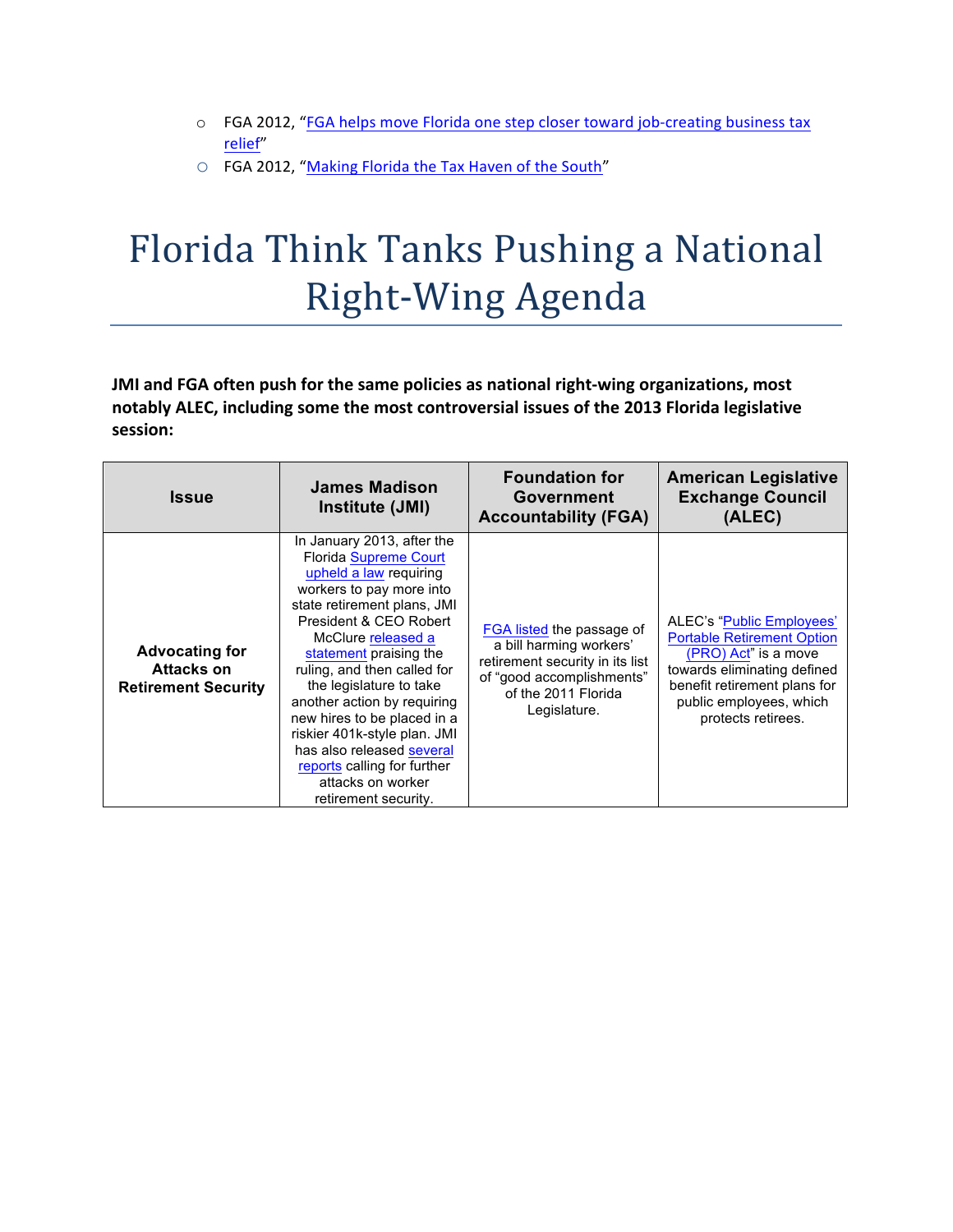- FGA 2012, "FGA helps move Florida one step closer toward job-creating business tax relief"
- FGA 2012, "Making Florida the Tax Haven of the South"

# Florida Think Tanks Pushing a National Right-Wing Agenda

**JMI and FGA often push for the same policies as national right-wing organizations, most notably ALEC, including some the most controversial issues of the 2013 Florida legislative session:**

| Issue | James Madison Institute (JMI) | Foundation for Government Accountability (FGA) | American Legislative Exchange Council (ALEC) |
|---|---|---|---|
| **Advocating for Attacks on Retirement Security** | In January 2013, after the Florida Supreme Court upheld a law requiring workers to pay more into state retirement plans, JMI President & CEO Robert McClure released a statement praising the ruling, and then called for the legislature to take another action by requiring new hires to be placed in a riskier 401k-style plan. JMI has also released several reports calling for further attacks on worker retirement security. | FGA listed the passage of a bill harming workers' retirement security in its list of "good accomplishments" of the 2011 Florida Legislature. | ALEC's "Public Employees' Portable Retirement Option (PRO) Act" is a move towards eliminating defined benefit retirement plans for public employees, which protects retirees. |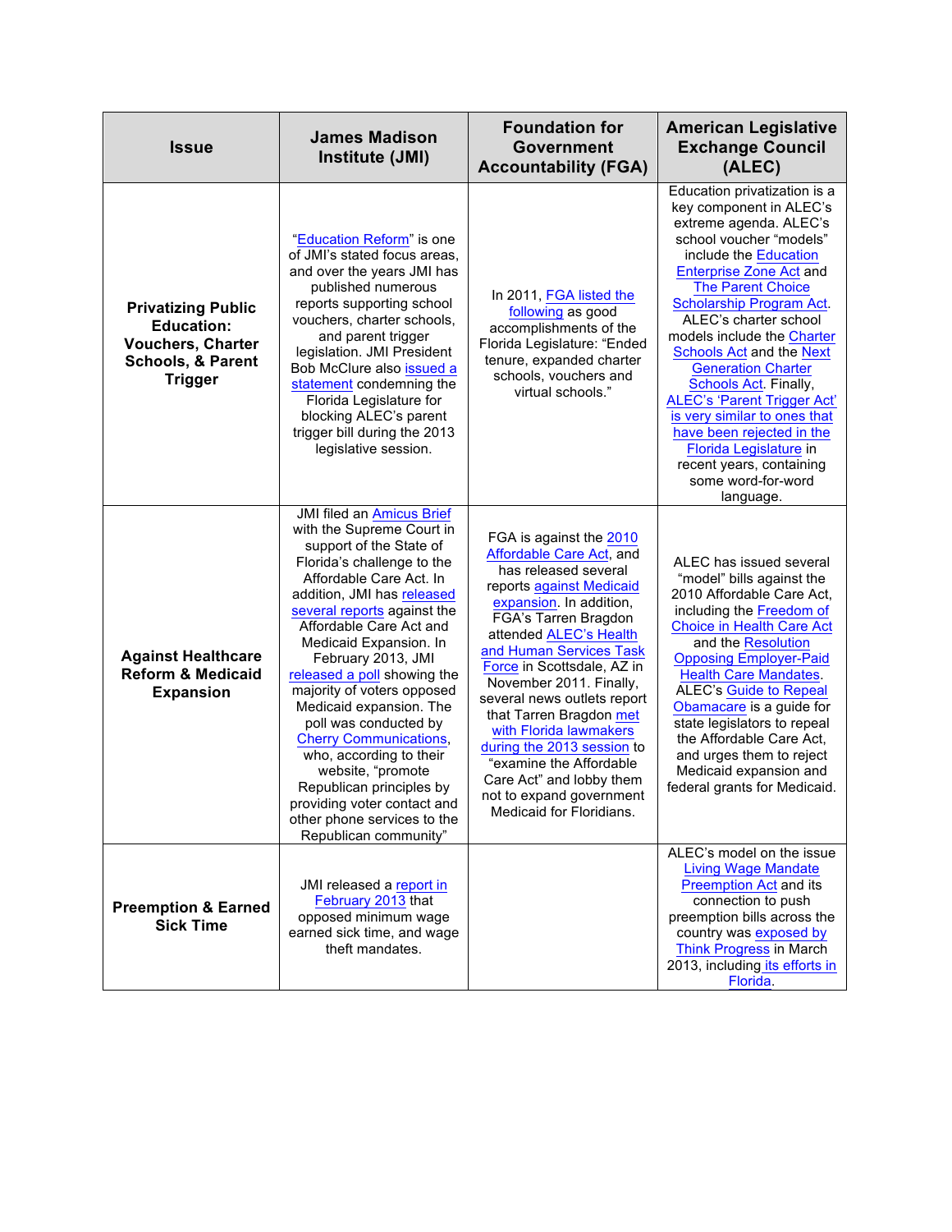| Issue | James Madison Institute (JMI) | Foundation for Government Accountability (FGA) | American Legislative Exchange Council (ALEC) |
|---|---|---|---|
| **Privatizing Public Education: Vouchers, Charter Schools, & Parent Trigger** | "Education Reform" is one of JMI's stated focus areas, and over the years JMI has published numerous reports supporting school vouchers, charter schools, and parent trigger legislation. JMI President Bob McClure also issued a statement condemning the Florida Legislature for blocking ALEC's parent trigger bill during the 2013 legislative session. | In 2011, FGA listed the following as good accomplishments of the Florida Legislature: "Ended tenure, expanded charter schools, vouchers and virtual schools." | Education privatization is a key component in ALEC's extreme agenda. ALEC's school voucher "models" include the Education Enterprise Zone Act and The Parent Choice Scholarship Program Act. ALEC's charter school models include the Charter Schools Act and the Next Generation Charter Schools Act. Finally, ALEC's 'Parent Trigger Act' is very similar to ones that have been rejected in the Florida Legislature in recent years, containing some word-for-word language. |
| **Against Healthcare Reform & Medicaid Expansion** | JMI filed an Amicus Brief with the Supreme Court in support of the State of Florida's challenge to the Affordable Care Act. In addition, JMI has released several reports against the Affordable Care Act and Medicaid Expansion. In February 2013, JMI released a poll showing the majority of voters opposed Medicaid expansion. The poll was conducted by Cherry Communications, who, according to their website, "promote Republican principles by providing voter contact and other phone services to the Republican community" | FGA is against the 2010 Affordable Care Act, and has released several reports against Medicaid expansion. In addition, FGA's Tarren Bragdon attended ALEC's Health and Human Services Task Force in Scottsdale, AZ in November 2011. Finally, several news outlets report that Tarren Bragdon met with Florida lawmakers during the 2013 session to "examine the Affordable Care Act" and lobby them not to expand government Medicaid for Floridians. | ALEC has issued several "model" bills against the 2010 Affordable Care Act, including the Freedom of Choice in Health Care Act and the Resolution Opposing Employer-Paid Health Care Mandates. ALEC's Guide to Repeal Obamacare is a guide for state legislators to repeal the Affordable Care Act, and urges them to reject Medicaid expansion and federal grants for Medicaid. |
| **Preemption & Earned Sick Time** | JMI released a report in February 2013 that opposed minimum wage earned sick time, and wage theft mandates. | | ALEC's model on the issue Living Wage Mandate Preemption Act and its connection to push preemption bills across the country was exposed by Think Progress in March 2013, including its efforts in Florida. |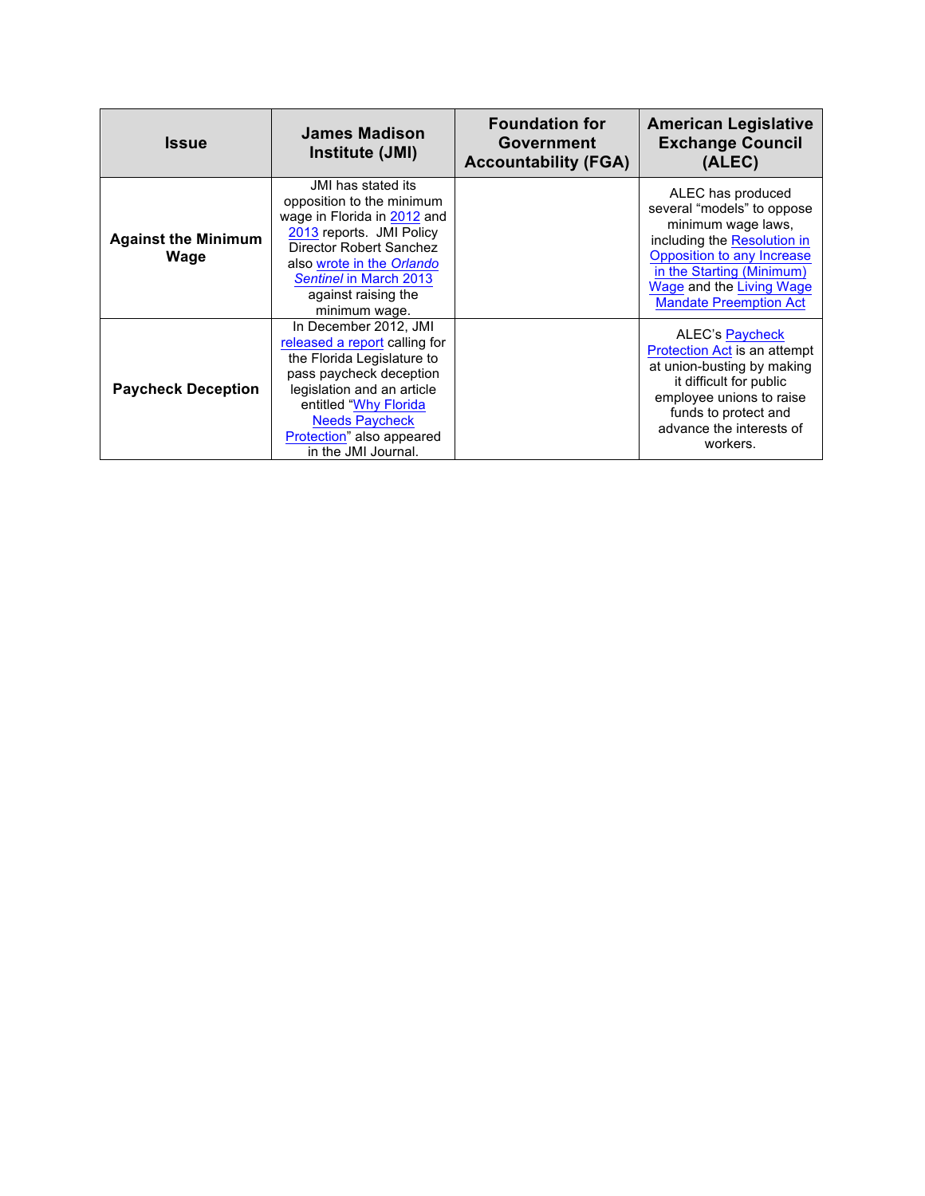| Issue | James Madison Institute (JMI) | Foundation for Government Accountability (FGA) | American Legislative Exchange Council (ALEC) |
| --- | --- | --- | --- |
| **Against the Minimum Wage** | JMI has stated its opposition to the minimum wage in Florida in 2012 and 2013 reports. JMI Policy Director Robert Sanchez also wrote in the *Orlando Sentinel* in March 2013 against raising the minimum wage. | | ALEC has produced several "models" to oppose minimum wage laws, including the Resolution in Opposition to any Increase in the Starting (Minimum) Wage and the Living Wage Mandate Preemption Act |
| **Paycheck Deception** | In December 2012, JMI released a report calling for the Florida Legislature to pass paycheck deception legislation and an article entitled "Why Florida Needs Paycheck Protection" also appeared in the JMI Journal. | | ALEC's Paycheck Protection Act is an attempt at union-busting by making it difficult for public employee unions to raise funds to protect and advance the interests of workers. |